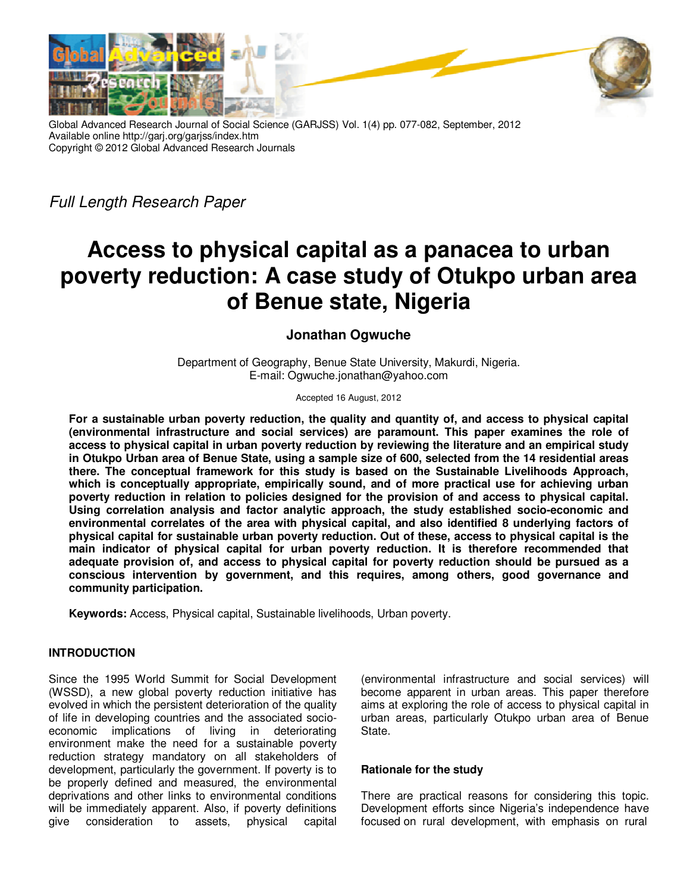Global Advanced Research Journal of Social Science (GARJSS) Vol. 1(4) pp. 077-082, September, 2012
Available online http://garj.org/garjss/index.htm
Copyright © 2012 Global Advanced Research Journals

*Full Length Research Paper*

# Access to physical capital as a panacea to urban poverty reduction: A case study of Otukpo urban area of Benue state, Nigeria

**Jonathan Ogwuche**

Department of Geography, Benue State University, Makurdi, Nigeria.
E-mail: Ogwuche.jonathan@yahoo.com

Accepted 16 August, 2012

**For a sustainable urban poverty reduction, the quality and quantity of, and access to physical capital (environmental infrastructure and social services) are paramount. This paper examines the role of access to physical capital in urban poverty reduction by reviewing the literature and an empirical study in Otukpo Urban area of Benue State, using a sample size of 600, selected from the 14 residential areas there. The conceptual framework for this study is based on the Sustainable Livelihoods Approach, which is conceptually appropriate, empirically sound, and of more practical use for achieving urban poverty reduction in relation to policies designed for the provision of and access to physical capital. Using correlation analysis and factor analytic approach, the study established socio-economic and environmental correlates of the area with physical capital, and also identified 8 underlying factors of physical capital for sustainable urban poverty reduction. Out of these, access to physical capital is the main indicator of physical capital for urban poverty reduction. It is therefore recommended that adequate provision of, and access to physical capital for poverty reduction should be pursued as a conscious intervention by government, and this requires, among others, good governance and community participation.**

**Keywords:** Access, Physical capital, Sustainable livelihoods, Urban poverty.

## INTRODUCTION

Since the 1995 World Summit for Social Development (WSSD), a new global poverty reduction initiative has evolved in which the persistent deterioration of the quality of life in developing countries and the associated socio-economic implications of living in deteriorating environment make the need for a sustainable poverty reduction strategy mandatory on all stakeholders of development, particularly the government. If poverty is to be properly defined and measured, the environmental deprivations and other links to environmental conditions will be immediately apparent. Also, if poverty definitions give consideration to assets, physical capital (environmental infrastructure and social services) will become apparent in urban areas. This paper therefore aims at exploring the role of access to physical capital in urban areas, particularly Otukpo urban area of Benue State.

### Rationale for the study

There are practical reasons for considering this topic. Development efforts since Nigeria's independence have focused on rural development, with emphasis on rural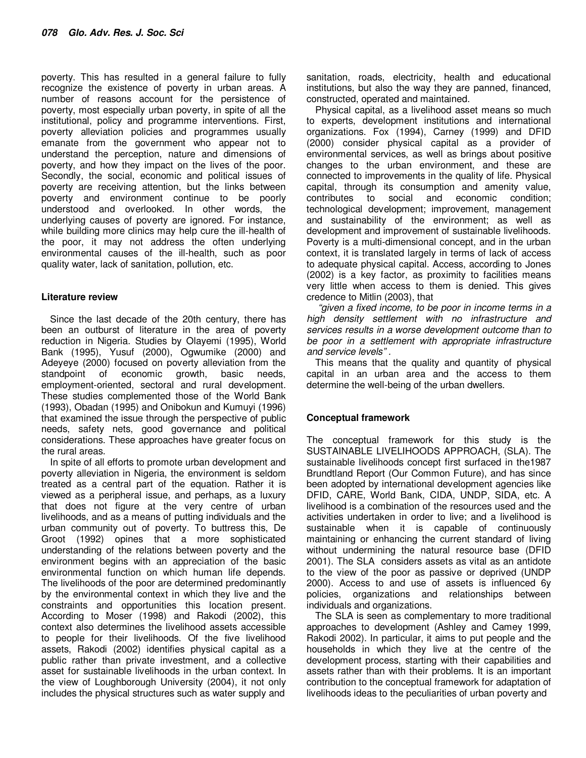poverty. This has resulted in a general failure to fully recognize the existence of poverty in urban areas. A number of reasons account for the persistence of poverty, most especially urban poverty, in spite of all the institutional, policy and programme interventions. First, poverty alleviation policies and programmes usually emanate from the government who appear not to understand the perception, nature and dimensions of poverty, and how they impact on the lives of the poor. Secondly, the social, economic and political issues of poverty are receiving attention, but the links between poverty and environment continue to be poorly understood and overlooked. In other words, the underlying causes of poverty are ignored. For instance, while building more clinics may help cure the ill-health of the poor, it may not address the often underlying environmental causes of the ill-health, such as poor quality water, lack of sanitation, pollution, etc.

## Literature review

Since the last decade of the 20th century, there has been an outburst of literature in the area of poverty reduction in Nigeria. Studies by Olayemi (1995), World Bank (1995), Yusuf (2000), Ogwumike (2000) and Adeyeye (2000) focused on poverty alleviation from the standpoint of economic growth, basic needs, employment-oriented, sectoral and rural development. These studies complemented those of the World Bank (1993), Obadan (1995) and Onibokun and Kumuyi (1996) that examined the issue through the perspective of public needs, safety nets, good governance and political considerations. These approaches have greater focus on the rural areas.

In spite of all efforts to promote urban development and poverty alleviation in Nigeria, the environment is seldom treated as a central part of the equation. Rather it is viewed as a peripheral issue, and perhaps, as a luxury that does not figure at the very centre of urban livelihoods, and as a means of putting individuals and the urban community out of poverty. To buttress this, De Groot (1992) opines that a more sophisticated understanding of the relations between poverty and the environment begins with an appreciation of the basic environmental function on which human life depends. The livelihoods of the poor are determined predominantly by the environmental context in which they live and the constraints and opportunities this location present. According to Moser (1998) and Rakodi (2002), this context also determines the livelihood assets accessible to people for their livelihoods. Of the five livelihood assets, Rakodi (2002) identifies physical capital as a public rather than private investment, and a collective asset for sustainable livelihoods in the urban context. In the view of Loughborough University (2004), it not only includes the physical structures such as water supply and sanitation, roads, electricity, health and educational institutions, but also the way they are panned, financed, constructed, operated and maintained.

Physical capital, as a livelihood asset means so much to experts, development institutions and international organizations. Fox (1994), Carney (1999) and DFID (2000) consider physical capital as a provider of environmental services, as well as brings about positive changes to the urban environment, and these are connected to improvements in the quality of life. Physical capital, through its consumption and amenity value, contributes to social and economic condition; technological development; improvement, management and sustainability of the environment; as well as development and improvement of sustainable livelihoods. Poverty is a multi-dimensional concept, and in the urban context, it is translated largely in terms of lack of access to adequate physical capital. Access, according to Jones (2002) is a key factor, as proximity to facilities means very little when access to them is denied. This gives credence to Mitlin (2003), that

*"given a fixed income, to be poor in income terms in a high density settlement with no infrastructure and services results in a worse development outcome than to be poor in a settlement with appropriate infrastructure and service levels"*.

This means that the quality and quantity of physical capital in an urban area and the access to them determine the well-being of the urban dwellers.

## Conceptual framework

The conceptual framework for this study is the SUSTAINABLE LIVELIHOODS APPROACH, (SLA). The sustainable livelihoods concept first surfaced in the1987 Brundtland Report (Our Common Future), and has since been adopted by international development agencies like DFID, CARE, World Bank, CIDA, UNDP, SIDA, etc. A livelihood is a combination of the resources used and the activities undertaken in order to live; and a livelihood is sustainable when it is capable of continuously maintaining or enhancing the current standard of living without undermining the natural resource base (DFID 2001). The SLA considers assets as vital as an antidote to the view of the poor as passive or deprived (UNDP 2000). Access to and use of assets is influenced 6y policies, organizations and relationships between individuals and organizations.

The SLA is seen as complementary to more traditional approaches to development (Ashley and Camey 1999, Rakodi 2002). In particular, it aims to put people and the households in which they live at the centre of the development process, starting with their capabilities and assets rather than with their problems. It is an important contribution to the conceptual framework for adaptation of livelihoods ideas to the peculiarities of urban poverty and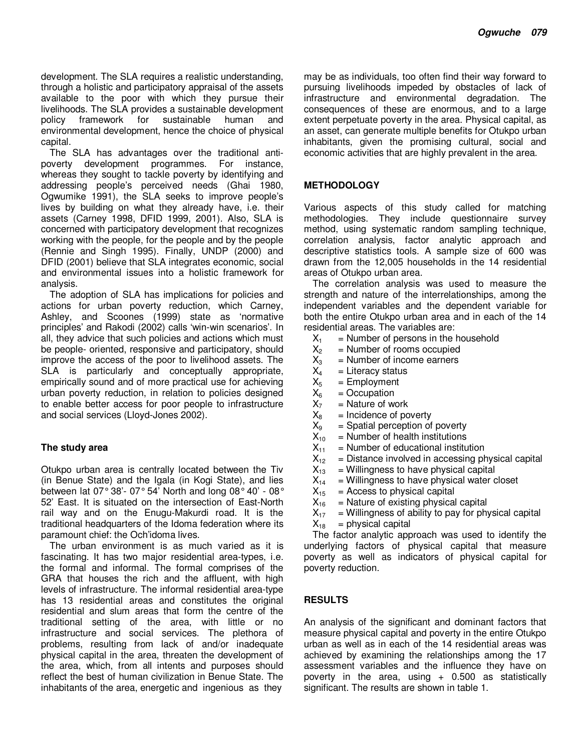development. The SLA requires a realistic understanding, through a holistic and participatory appraisal of the assets available to the poor with which they pursue their livelihoods. The SLA provides a sustainable development policy framework for sustainable human and environmental development, hence the choice of physical capital.

The SLA has advantages over the traditional anti-poverty development programmes. For instance, whereas they sought to tackle poverty by identifying and addressing people's perceived needs (Ghai 1980, Ogwumike 1991), the SLA seeks to improve people's lives by building on what they already have, i.e. their assets (Carney 1998, DFID 1999, 2001). Also, SLA is concerned with participatory development that recognizes working with the people, for the people and by the people (Rennie and Singh 1995). Finally, UNDP (2000) and DFID (2001) believe that SLA integrates economic, social and environmental issues into a holistic framework for analysis.

The adoption of SLA has implications for policies and actions for urban poverty reduction, which Carney, Ashley, and Scoones (1999) state as 'normative principles' and Rakodi (2002) calls 'win-win scenarios'. In all, they advice that such policies and actions which must be people- oriented, responsive and participatory, should improve the access of the poor to livelihood assets. The SLA is particularly and conceptually appropriate, empirically sound and of more practical use for achieving urban poverty reduction, in relation to policies designed to enable better access for poor people to infrastructure and social services (Lloyd-Jones 2002).

### The study area

Otukpo urban area is centrally located between the Tiv (in Benue State) and the Igala (in Kogi State), and lies between lat 07° 38'- 07° 54' North and long 08° 40' - 08° 52' East. It is situated on the intersection of East-North rail way and on the Enugu-Makurdi road. It is the traditional headquarters of the Idoma federation where its paramount chief: the Och'idoma lives.

The urban environment is as much varied as it is fascinating. It has two major residential area-types, i.e. the formal and informal. The formal comprises of the GRA that houses the rich and the affluent, with high levels of infrastructure. The informal residential area-type has 13 residential areas and constitutes the original residential and slum areas that form the centre of the traditional setting of the area, with little or no infrastructure and social services. The plethora of problems, resulting from lack of and/or inadequate physical capital in the area, threaten the development of the area, which, from all intents and purposes should reflect the best of human civilization in Benue State. The inhabitants of the area, energetic and ingenious as they may be as individuals, too often find their way forward to pursuing livelihoods impeded by obstacles of lack of infrastructure and environmental degradation. The consequences of these are enormous, and to a large extent perpetuate poverty in the area. Physical capital, as an asset, can generate multiple benefits for Otukpo urban inhabitants, given the promising cultural, social and economic activities that are highly prevalent in the area.

## METHODOLOGY

Various aspects of this study called for matching methodologies. They include questionnaire survey method, using systematic random sampling technique, correlation analysis, factor analytic approach and descriptive statistics tools. A sample size of 600 was drawn from the 12,005 households in the 14 residential areas of Otukpo urban area.

The correlation analysis was used to measure the strength and nature of the interrelationships, among the independent variables and the dependent variable for both the entire Otukpo urban area and in each of the 14 residential areas. The variables are:

$X_1$ = Number of persons in the household
$X_2$ = Number of rooms occupied
$X_3$ = Number of income earners
$X_4$ = Literacy status
$X_5$ = Employment
$X_6$ = Occupation
$X_7$ = Nature of work
$X_8$ = Incidence of poverty
$X_9$ = Spatial perception of poverty
$X_{10}$ = Number of health institutions
$X_{11}$ = Number of educational institution
$X_{12}$ = Distance involved in accessing physical capital
$X_{13}$ = Willingness to have physical capital
$X_{14}$ = Willingness to have physical water closet
$X_{15}$ = Access to physical capital
$X_{16}$ = Nature of existing physical capital
$X_{17}$ = Willingness of ability to pay for physical capital
$X_{18}$ = physical capital

The factor analytic approach was used to identify the underlying factors of physical capital that measure poverty as well as indicators of physical capital for poverty reduction.

## RESULTS

An analysis of the significant and dominant factors that measure physical capital and poverty in the entire Otukpo urban as well as in each of the 14 residential areas was achieved by examining the relationships among the 17 assessment variables and the influence they have on poverty in the area, using + 0.500 as statistically significant. The results are shown in table 1.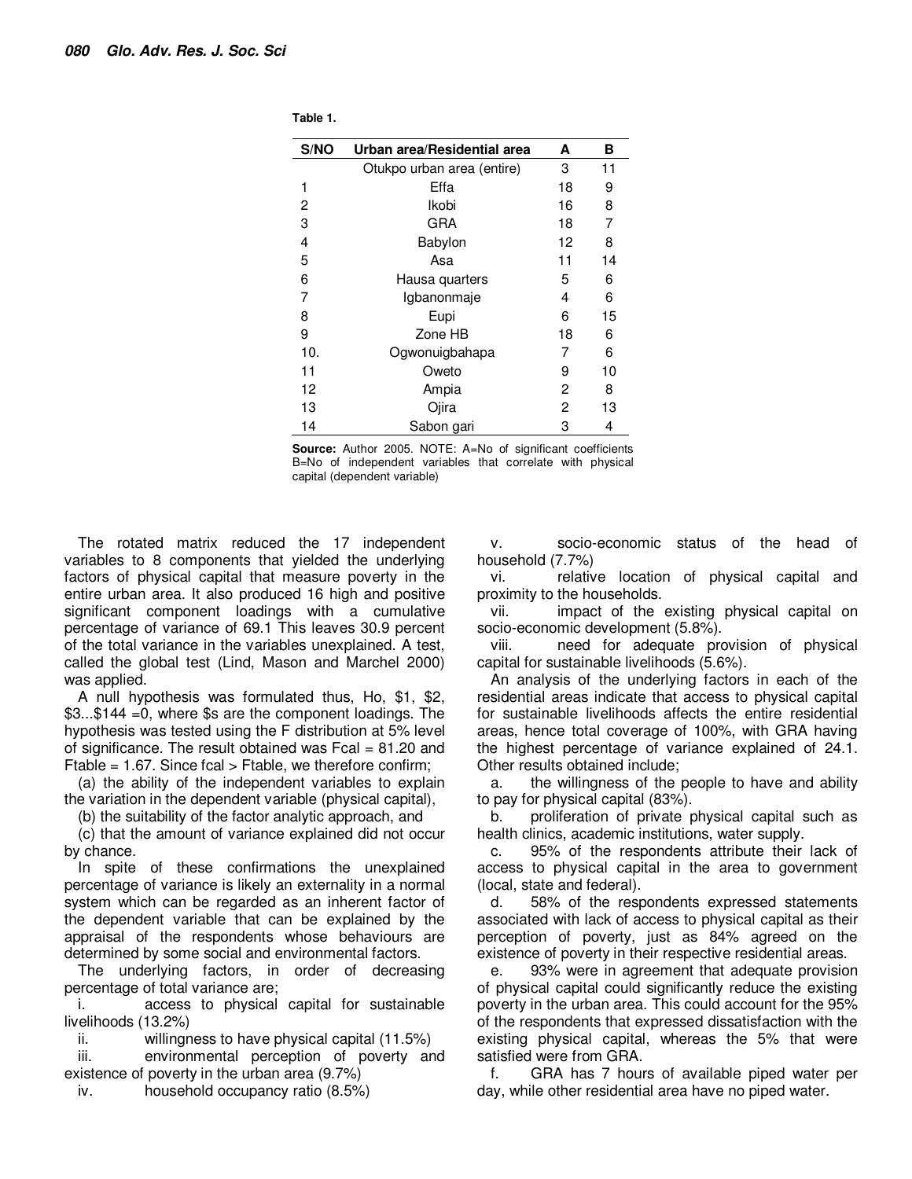**Table 1.**

| S/NO | Urban area/Residential area | A | B |
|---|---|---|---|
| | Otukpo urban area (entire) | 3 | 11 |
| 1 | Effa | 18 | 9 |
| 2 | Ikobi | 16 | 8 |
| 3 | GRA | 18 | 7 |
| 4 | Babylon | 12 | 8 |
| 5 | Asa | 11 | 14 |
| 6 | Hausa quarters | 5 | 6 |
| 7 | Igbanonmaje | 4 | 6 |
| 8 | Eupi | 6 | 15 |
| 9 | Zone HB | 18 | 6 |
| 10. | Ogwonuigbahapa | 7 | 6 |
| 11 | Oweto | 9 | 10 |
| 12 | Ampia | 2 | 8 |
| 13 | Ojira | 2 | 13 |
| 14 | Sabon gari | 3 | 4 |

**Source:** Author 2005. NOTE: A=No of significant coefficients B=No of independent variables that correlate with physical capital (dependent variable)

The rotated matrix reduced the 17 independent variables to 8 components that yielded the underlying factors of physical capital that measure poverty in the entire urban area. It also produced 16 high and positive significant component loadings with a cumulative percentage of variance of 69.1 This leaves 30.9 percent of the total variance in the variables unexplained. A test, called the global test (Lind, Mason and Marchel 2000) was applied.

A null hypothesis was formulated thus, Ho, $1, $2, $3...$144 =0, where $s are the component loadings. The hypothesis was tested using the F distribution at 5% level of significance. The result obtained was Fcal = 81.20 and Ftable = 1.67. Since fcal > Ftable, we therefore confirm;

(a) the ability of the independent variables to explain the variation in the dependent variable (physical capital),

(b) the suitability of the factor analytic approach, and

(c) that the amount of variance explained did not occur by chance.

In spite of these confirmations the unexplained percentage of variance is likely an externality in a normal system which can be regarded as an inherent factor of the dependent variable that can be explained by the appraisal of the respondents whose behaviours are determined by some social and environmental factors.

The underlying factors, in order of decreasing percentage of total variance are;

i. access to physical capital for sustainable livelihoods (13.2%)

ii. willingness to have physical capital (11.5%)

iii. environmental perception of poverty and existence of poverty in the urban area (9.7%)

iv. household occupancy ratio (8.5%)

v. socio-economic status of the head of household (7.7%)

vi. relative location of physical capital and proximity to the households.

vii. impact of the existing physical capital on socio-economic development (5.8%).

viii. need for adequate provision of physical capital for sustainable livelihoods (5.6%).

An analysis of the underlying factors in each of the residential areas indicate that access to physical capital for sustainable livelihoods affects the entire residential areas, hence total coverage of 100%, with GRA having the highest percentage of variance explained of 24.1. Other results obtained include;

a. the willingness of the people to have and ability to pay for physical capital (83%).

b. proliferation of private physical capital such as health clinics, academic institutions, water supply.

c. 95% of the respondents attribute their lack of access to physical capital in the area to government (local, state and federal).

d. 58% of the respondents expressed statements associated with lack of access to physical capital as their perception of poverty, just as 84% agreed on the existence of poverty in their respective residential areas.

e. 93% were in agreement that adequate provision of physical capital could significantly reduce the existing poverty in the urban area. This could account for the 95% of the respondents that expressed dissatisfaction with the existing physical capital, whereas the 5% that were satisfied were from GRA.

f. GRA has 7 hours of available piped water per day, while other residential area have no piped water.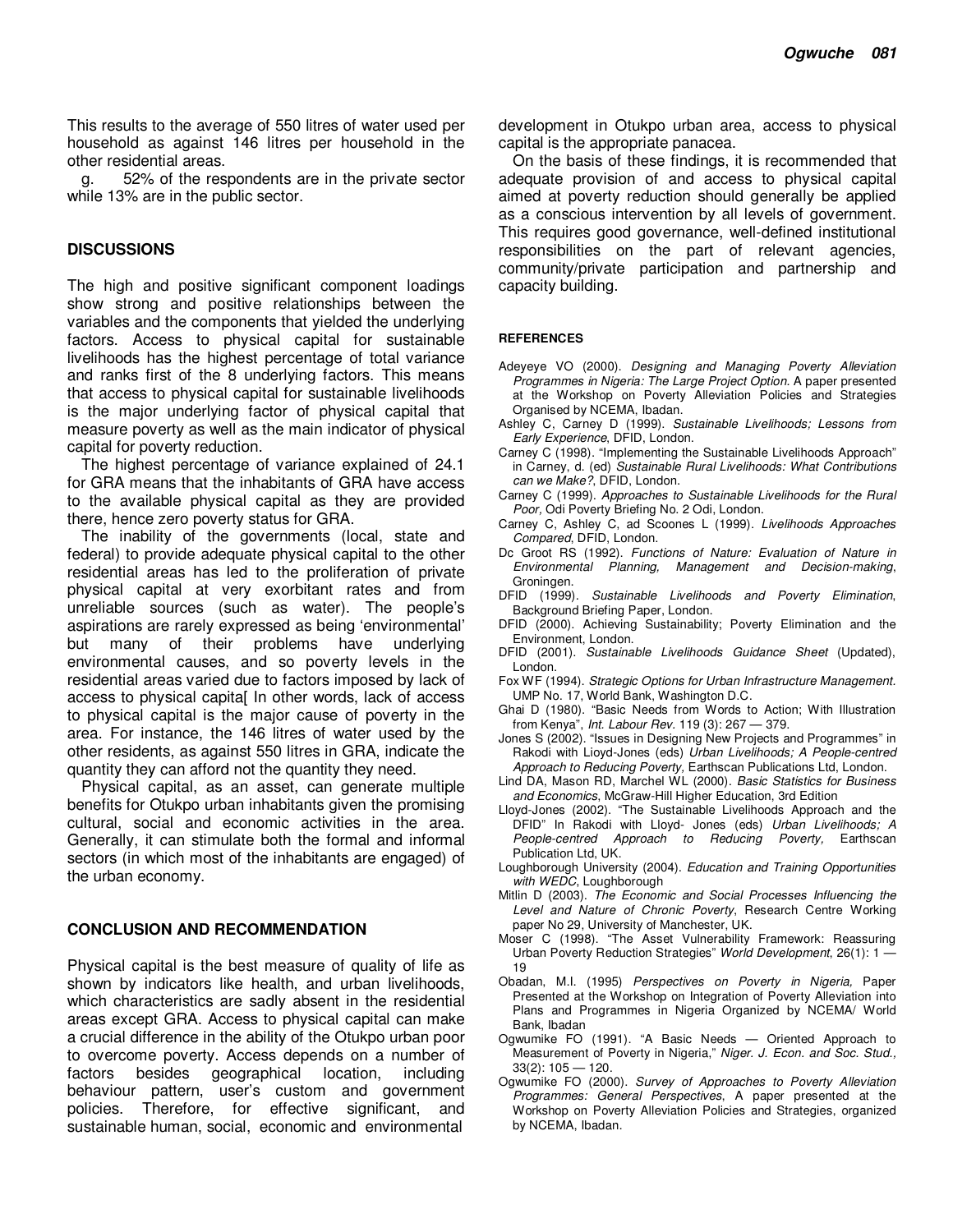This results to the average of 550 litres of water used per household as against 146 litres per household in the other residential areas.

g. 52% of the respondents are in the private sector while 13% are in the public sector.

## DISCUSSIONS

The high and positive significant component loadings show strong and positive relationships between the variables and the components that yielded the underlying factors. Access to physical capital for sustainable livelihoods has the highest percentage of total variance and ranks first of the 8 underlying factors. This means that access to physical capital for sustainable livelihoods is the major underlying factor of physical capital that measure poverty as well as the main indicator of physical capital for poverty reduction.

The highest percentage of variance explained of 24.1 for GRA means that the inhabitants of GRA have access to the available physical capital as they are provided there, hence zero poverty status for GRA.

The inability of the governments (local, state and federal) to provide adequate physical capital to the other residential areas has led to the proliferation of private physical capital at very exorbitant rates and from unreliable sources (such as water). The people's aspirations are rarely expressed as being 'environmental' but many of their problems have underlying environmental causes, and so poverty levels in the residential areas varied due to factors imposed by lack of access to physical capita[ In other words, lack of access to physical capital is the major cause of poverty in the area. For instance, the 146 litres of water used by the other residents, as against 550 litres in GRA, indicate the quantity they can afford not the quantity they need.

Physical capital, as an asset, can generate multiple benefits for Otukpo urban inhabitants given the promising cultural, social and economic activities in the area. Generally, it can stimulate both the formal and informal sectors (in which most of the inhabitants are engaged) of the urban economy.

## CONCLUSION AND RECOMMENDATION

Physical capital is the best measure of quality of life as shown by indicators like health, and urban livelihoods, which characteristics are sadly absent in the residential areas except GRA. Access to physical capital can make a crucial difference in the ability of the Otukpo urban poor to overcome poverty. Access depends on a number of factors besides geographical location, including behaviour pattern, user's custom and government policies. Therefore, for effective significant, and sustainable human, social, economic and environmental development in Otukpo urban area, access to physical capital is the appropriate panacea.

On the basis of these findings, it is recommended that adequate provision of and access to physical capital aimed at poverty reduction should generally be applied as a conscious intervention by all levels of government. This requires good governance, well-defined institutional responsibilities on the part of relevant agencies, community/private participation and partnership and capacity building.

## REFERENCES

Adeyeye VO (2000). *Designing and Managing Poverty Alleviation Programmes in Nigeria: The Large Project Option.* A paper presented at the Workshop on Poverty Alleviation Policies and Strategies Organised by NCEMA, Ibadan.

Ashley C, Carney D (1999). *Sustainable Livelihoods; Lessons from Early Experience*, DFID, London.

Carney C (1998). "Implementing the Sustainable Livelihoods Approach" in Carney, d. (ed) *Sustainable Rural Livelihoods: What Contributions can we Make?*, DFID, London.

Carney C (1999). *Approaches to Sustainable Livelihoods for the Rural Poor,* Odi Poverty Briefing No. 2 Odi, London.

Carney C, Ashley C, ad Scoones L (1999). *Livelihoods Approaches Compared*, DFID, London.

Dc Groot RS (1992). *Functions of Nature: Evaluation of Nature in Environmental Planning, Management and Decision-making*, Groningen.

DFID (1999). *Sustainable Livelihoods and Poverty Elimination*, Background Briefing Paper, London.

DFID (2000). Achieving Sustainability; Poverty Elimination and the Environment, London.

DFID (2001). *Sustainable Livelihoods Guidance Sheet* (Updated), London.

Fox WF (1994). *Strategic Options for Urban Infrastructure Management.* UMP No. 17, World Bank, Washington D.C.

Ghai D (1980). "Basic Needs from Words to Action; With Illustration from Kenya", *Int. Labour Rev.* 119 (3): 267 — 379.

Jones S (2002). "Issues in Designing New Projects and Programmes" in Rakodi with Lioyd-Jones (eds) *Urban Livelihoods; A People-centred Approach to Reducing Poverty*, Earthscan Publications Ltd, London.

Lind DA, Mason RD, Marchel WL (2000). *Basic Statistics for Business and Economics*, McGraw-Hill Higher Education, 3rd Edition

Lloyd-Jones (2002). "The Sustainable Livelihoods Approach and the DFID" In Rakodi with Lloyd- Jones (eds) *Urban Livelihoods; A People-centred Approach to Reducing Poverty,* Earthscan Publication Ltd, UK.

Loughborough University (2004). *Education and Training Opportunities with WEDC*, Loughborough

Mitlin D (2003). *The Economic and Social Processes Influencing the Level and Nature of Chronic Poverty*, Research Centre Working paper No 29, University of Manchester, UK.

Moser C (1998). "The Asset Vulnerability Framework: Reassuring Urban Poverty Reduction Strategies" *World Development*, 26(1): 1 — 19

Obadan, M.I. (1995) *Perspectives on Poverty in Nigeria,* Paper Presented at the Workshop on Integration of Poverty Alleviation into Plans and Programmes in Nigeria Organized by NCEMA/ World Bank, Ibadan

Ogwumike FO (1991). "A Basic Needs — Oriented Approach to Measurement of Poverty in Nigeria," *Niger. J. Econ. and Soc. Stud.*, 33(2): 105 — 120.

Ogwumike FO (2000). *Survey of Approaches to Poverty Alleviation Programmes: General Perspectives*, A paper presented at the Workshop on Poverty Alleviation Policies and Strategies, organized by NCEMA, Ibadan.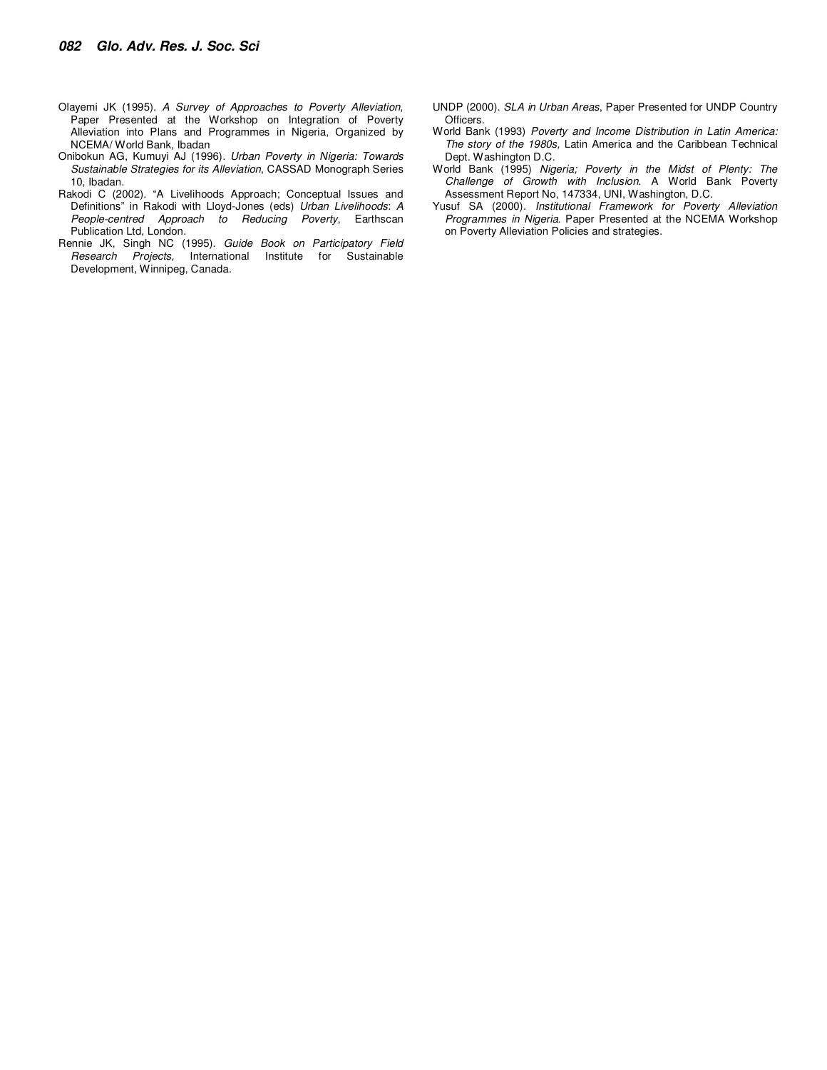Olayemi JK (1995). *A Survey of Approaches to Poverty Alleviation*, Paper Presented at the Workshop on Integration of Poverty Alleviation into Plans and Programmes in Nigeria, Organized by NCEMA/ World Bank, Ibadan

Onibokun AG, Kumuyi AJ (1996). *Urban Poverty in Nigeria: Towards Sustainable Strategies for its Alleviation*, CASSAD Monograph Series 10, Ibadan.

Rakodi C (2002). "A Livelihoods Approach; Conceptual Issues and Definitions" in Rakodi with Lloyd-Jones (eds) *Urban Livelihoods*: *A People-centred Approach to Reducing Poverty*, Earthscan Publication Ltd, London.

Rennie JK, Singh NC (1995). *Guide Book on Participatory Field Research Projects,* International Institute for Sustainable Development, Winnipeg, Canada.

UNDP (2000). *SLA in Urban Areas*, Paper Presented for UNDP Country Officers.

World Bank (1993) *Poverty and Income Distribution in Latin America: The story of the 1980s,* Latin America and the Caribbean Technical Dept. Washington D.C.

World Bank (1995) *Nigeria; Poverty in the Midst of Plenty: The Challenge of Growth with Inclusion*. A World Bank Poverty Assessment Report No, 147334, UNI, Washington, D.C.

Yusuf SA (2000). *Institutional Framework for Poverty Alleviation Programmes in Nigeria*. Paper Presented at the NCEMA Workshop on Poverty Alleviation Policies and strategies.